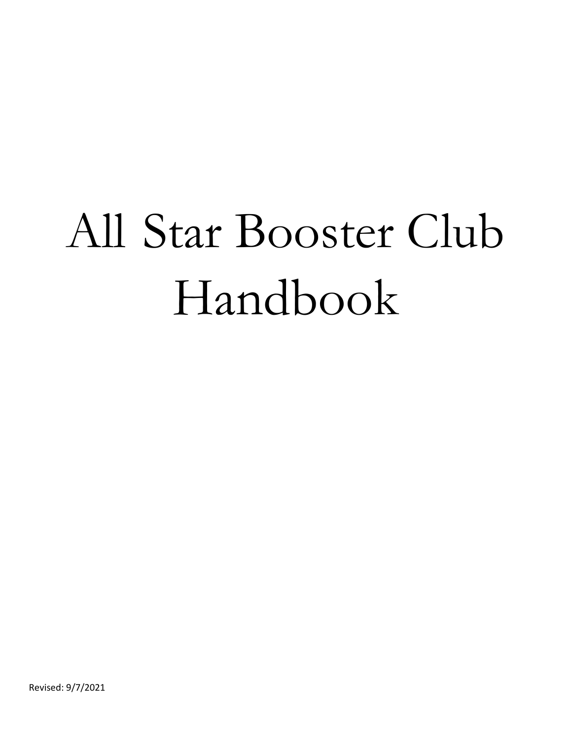# All Star Booster Club Handbook

Revised: 9/7/2021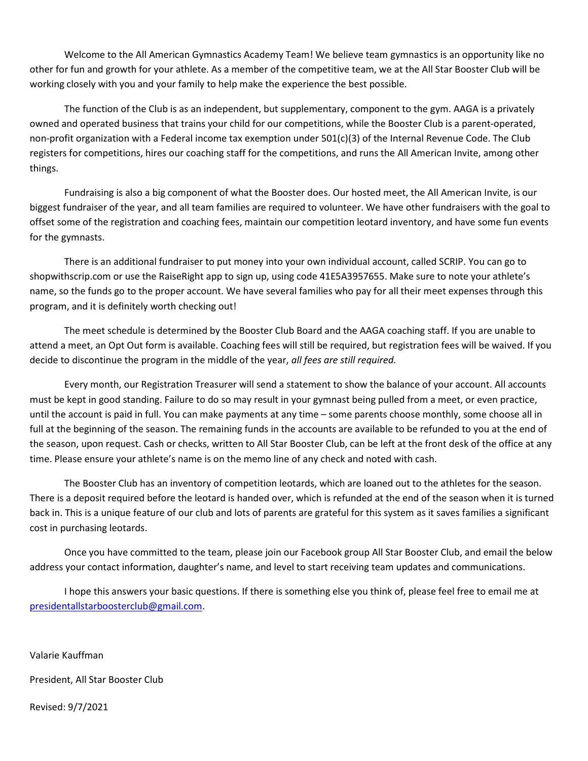Welcome to the All American Gymnastics Academy Team! We believe team gymnastics is an opportunity like no other for fun and growth for your athlete. As a member of the competitive team, we at the All Star Booster Club will be working closely with you and your family to help make the experience the best possible.

The function of the Club is as an independent, but supplementary, component to the gym. AAGA is a privately owned and operated business that trains your child for our competitions, while the Booster Club is a parent-operated, non-profit organization with a Federal income tax exemption under 501(c)(3) of the Internal Revenue Code. The Club registers for competitions, hires our coaching staff for the competitions, and runs the All American Invite, among other things.

Fundraising is also a big component of what the Booster does. Our hosted meet, the All American Invite, is our biggest fundraiser of the year, and all team families are required to volunteer. We have other fundraisers with the goal to offset some of the registration and coaching fees, maintain our competition leotard inventory, and have some fun events for the gymnasts.

There is an additional fundraiser to put money into your own individual account, called SCRIP. You can go to shopwithscrip.com or use the RaiseRight app to sign up, using code 41E5A3957655. Make sure to note your athlete's name, so the funds go to the proper account. We have several families who pay for all their meet expenses through this program, and it is definitely worth checking out!

The meet schedule is determined by the Booster Club Board and the AAGA coaching staff. If you are unable to attend a meet, an Opt Out form is available. Coaching fees will still be required, but registration fees will be waived. If you decide to discontinue the program in the middle of the year, *all fees are still required.*

Every month, our Registration Treasurer will send a statement to show the balance of your account. All accounts must be kept in good standing. Failure to do so may result in your gymnast being pulled from a meet, or even practice, until the account is paid in full. You can make payments at any time – some parents choose monthly, some choose all in full at the beginning of the season. The remaining funds in the accounts are available to be refunded to you at the end of the season, upon request. Cash or checks, written to All Star Booster Club, can be left at the front desk of the office at any time. Please ensure your athlete's name is on the memo line of any check and noted with cash.

The Booster Club has an inventory of competition leotards, which are loaned out to the athletes for the season. There is a deposit required before the leotard is handed over, which is refunded at the end of the season when it is turned back in. This is a unique feature of our club and lots of parents are grateful for this system as it saves families a significant cost in purchasing leotards.

Once you have committed to the team, please join our Facebook group All Star Booster Club, and email the below address your contact information, daughter's name, and level to start receiving team updates and communications.

I hope this answers your basic questions. If there is something else you think of, please feel free to email me at [presidentallstarboosterclub@gmail.com](mailto:presidentallstarboosterclub@gmail.com).

Valarie Kauffman

President, All Star Booster Club

Revised: 9/7/2021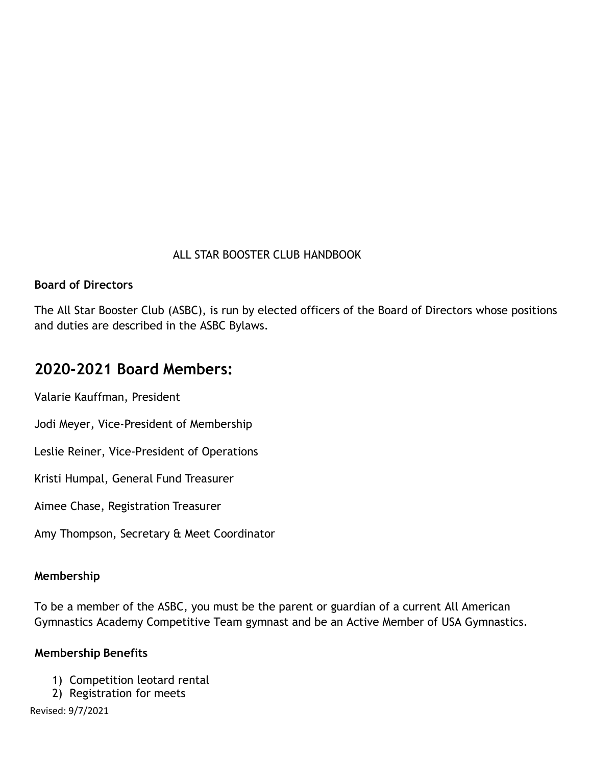ALL STAR BOOSTER CLUB HANDBOOK

**Board of Directors**

The All Star Booster Club (ASBC), is run by elected officers of the Board of Directors whose positions and duties are described in the ASBC Bylaws.

## 2020-2021 Board Members:

Valarie Kauffman, President

Jodi Meyer, Vice-President of Membership

Leslie Reiner, Vice-President of Operations

Kristi Humpal, General Fund Treasurer

Aimee Chase, Registration Treasurer

Amy Thompson, Secretary & Meet Coordinator

**Membership**

To be a member of the ASBC, you must be the parent or guardian of a current All American Gymnastics Academy Competitive Team gymnast and be an Active Member of USA Gymnastics.

**Membership Benefits**

1) Competition leotard rental
2) Registration for meets

Revised: 9/7/2021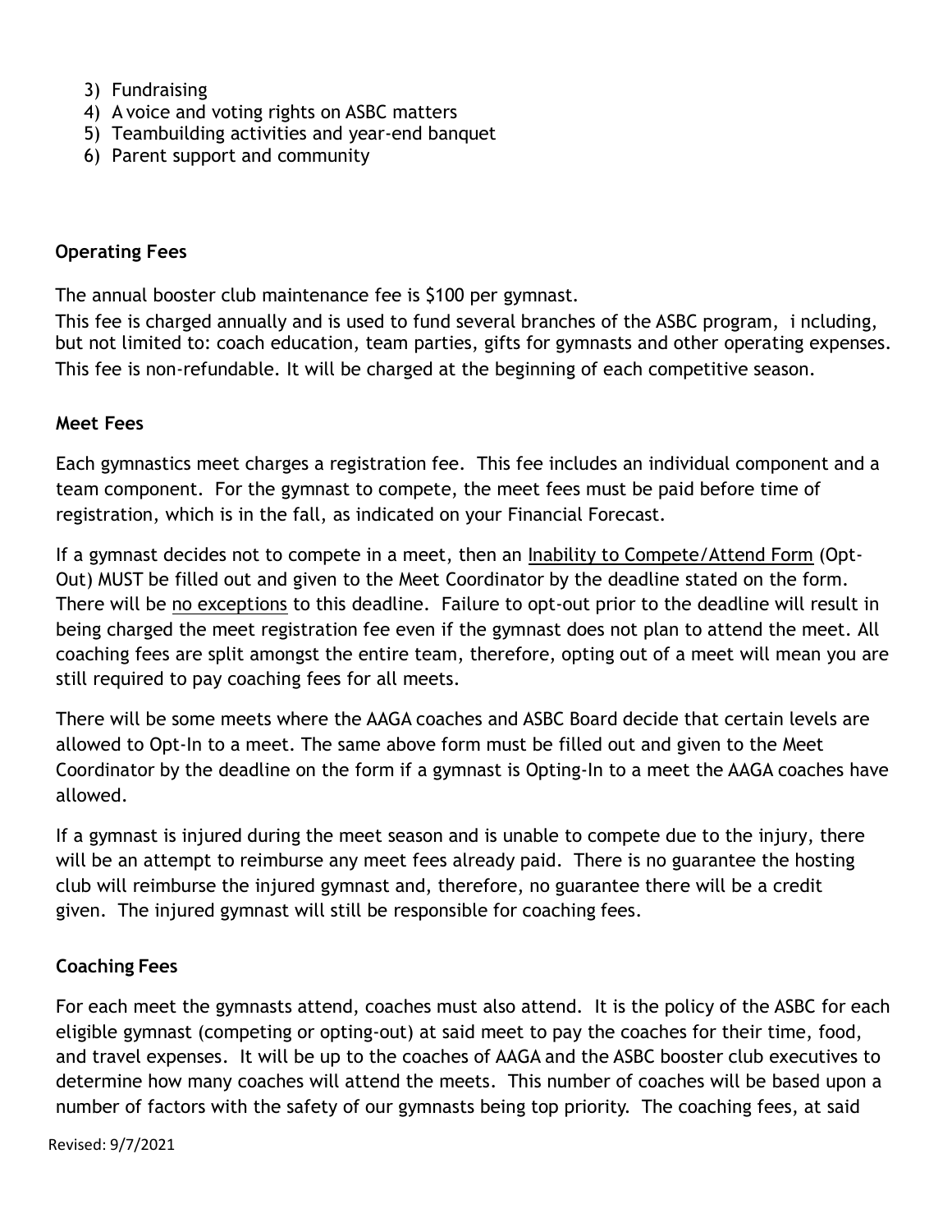3) Fundraising
4) A voice and voting rights on ASBC matters
5) Teambuilding activities and year-end banquet
6) Parent support and community

**Operating Fees**

The annual booster club maintenance fee is $100 per gymnast.

This fee is charged annually and is used to fund several branches of the ASBC program, including, but not limited to: coach education, team parties, gifts for gymnasts and other operating expenses. This fee is non-refundable. It will be charged at the beginning of each competitive season.

**Meet Fees**

Each gymnastics meet charges a registration fee. This fee includes an individual component and a team component. For the gymnast to compete, the meet fees must be paid before time of registration, which is in the fall, as indicated on your Financial Forecast.

If a gymnast decides not to compete in a meet, then an <u>Inability to Compete/Attend Form</u> (Opt-Out) MUST be filled out and given to the Meet Coordinator by the deadline stated on the form. There will be <u>no exceptions</u> to this deadline. Failure to opt-out prior to the deadline will result in being charged the meet registration fee even if the gymnast does not plan to attend the meet. All coaching fees are split amongst the entire team, therefore, opting out of a meet will mean you are still required to pay coaching fees for all meets.

There will be some meets where the AAGA coaches and ASBC Board decide that certain levels are allowed to Opt-In to a meet. The same above form must be filled out and given to the Meet Coordinator by the deadline on the form if a gymnast is Opting-In to a meet the AAGA coaches have allowed.

If a gymnast is injured during the meet season and is unable to compete due to the injury, there will be an attempt to reimburse any meet fees already paid. There is no guarantee the hosting club will reimburse the injured gymnast and, therefore, no guarantee there will be a credit given. The injured gymnast will still be responsible for coaching fees.

**Coaching Fees**

For each meet the gymnasts attend, coaches must also attend. It is the policy of the ASBC for each eligible gymnast (competing or opting-out) at said meet to pay the coaches for their time, food, and travel expenses. It will be up to the coaches of AAGA and the ASBC booster club executives to determine how many coaches will attend the meets. This number of coaches will be based upon a number of factors with the safety of our gymnasts being top priority. The coaching fees, at said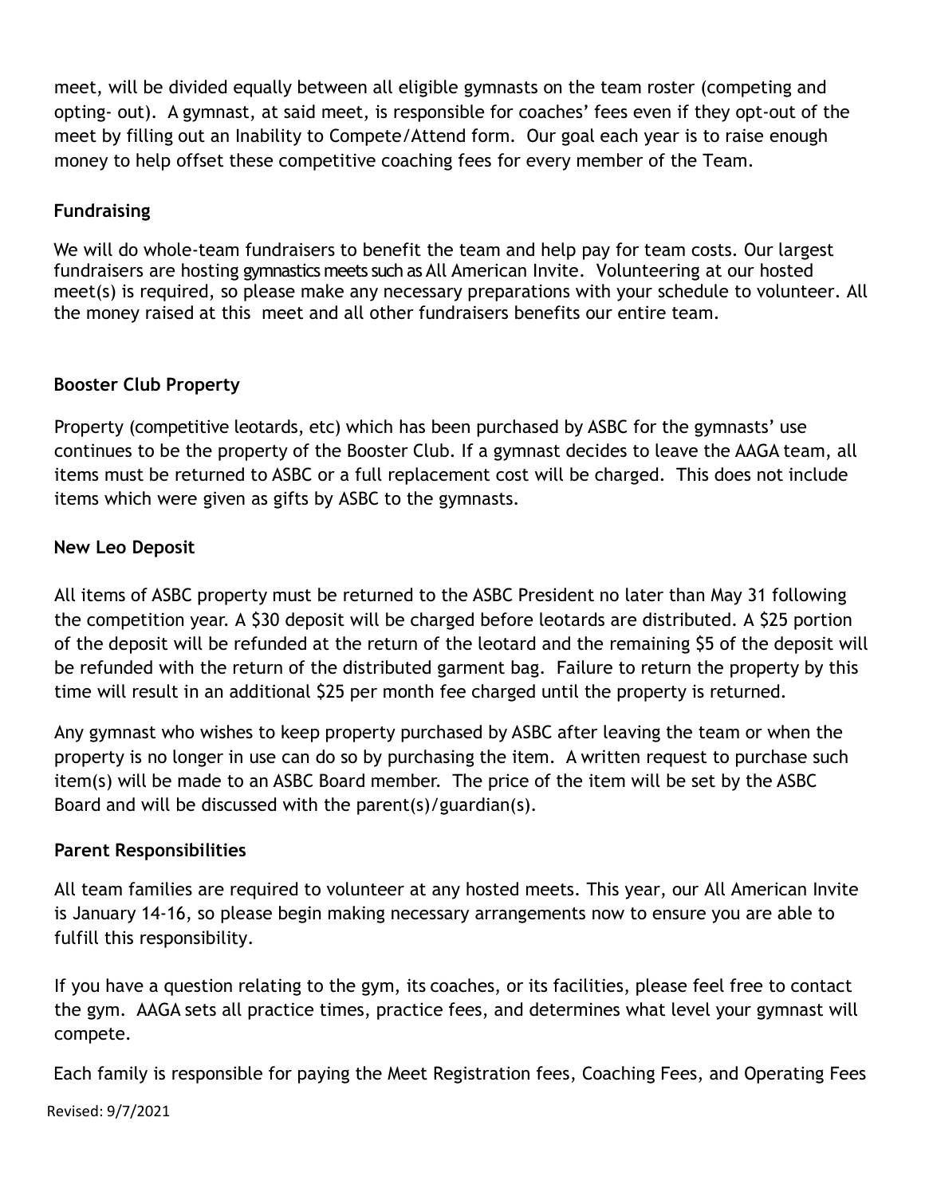meet, will be divided equally between all eligible gymnasts on the team roster (competing and opting- out). A gymnast, at said meet, is responsible for coaches' fees even if they opt-out of the meet by filling out an Inability to Compete/Attend form. Our goal each year is to raise enough money to help offset these competitive coaching fees for every member of the Team.

**Fundraising**

We will do whole-team fundraisers to benefit the team and help pay for team costs. Our largest fundraisers are hosting gymnastics meets such as All American Invite. Volunteering at our hosted meet(s) is required, so please make any necessary preparations with your schedule to volunteer. All the money raised at this meet and all other fundraisers benefits our entire team.

**Booster Club Property**

Property (competitive leotards, etc) which has been purchased by ASBC for the gymnasts' use continues to be the property of the Booster Club. If a gymnast decides to leave the AAGA team, all items must be returned to ASBC or a full replacement cost will be charged. This does not include items which were given as gifts by ASBC to the gymnasts.

**New Leo Deposit**

All items of ASBC property must be returned to the ASBC President no later than May 31 following the competition year. A $30 deposit will be charged before leotards are distributed. A $25 portion of the deposit will be refunded at the return of the leotard and the remaining $5 of the deposit will be refunded with the return of the distributed garment bag. Failure to return the property by this time will result in an additional $25 per month fee charged until the property is returned.

Any gymnast who wishes to keep property purchased by ASBC after leaving the team or when the property is no longer in use can do so by purchasing the item. A written request to purchase such item(s) will be made to an ASBC Board member. The price of the item will be set by the ASBC Board and will be discussed with the parent(s)/guardian(s).

**Parent Responsibilities**

All team families are required to volunteer at any hosted meets. This year, our All American Invite is January 14-16, so please begin making necessary arrangements now to ensure you are able to fulfill this responsibility.

If you have a question relating to the gym, its coaches, or its facilities, please feel free to contact the gym. AAGA sets all practice times, practice fees, and determines what level your gymnast will compete.

Each family is responsible for paying the Meet Registration fees, Coaching Fees, and Operating Fees

Revised: 9/7/2021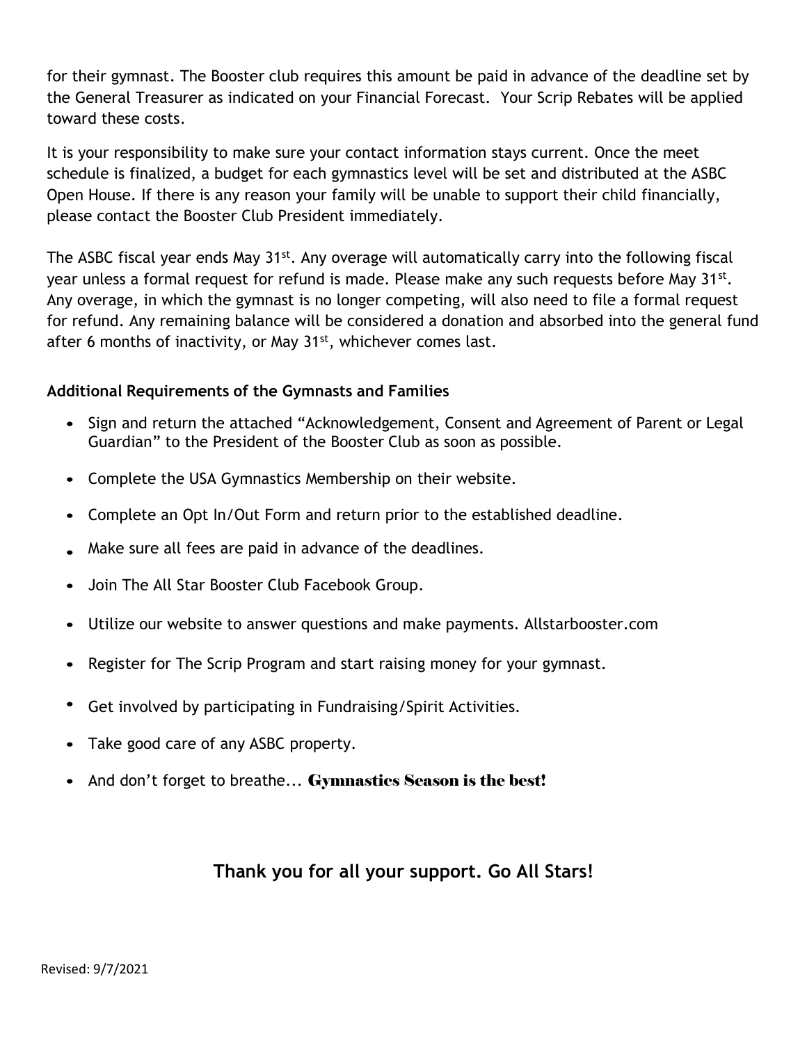for their gymnast. The Booster club requires this amount be paid in advance of the deadline set by the General Treasurer as indicated on your Financial Forecast. Your Scrip Rebates will be applied toward these costs.

It is your responsibility to make sure your contact information stays current. Once the meet schedule is finalized, a budget for each gymnastics level will be set and distributed at the ASBC Open House. If there is any reason your family will be unable to support their child financially, please contact the Booster Club President immediately.

The ASBC fiscal year ends May 31st. Any overage will automatically carry into the following fiscal year unless a formal request for refund is made. Please make any such requests before May 31st. Any overage, in which the gymnast is no longer competing, will also need to file a formal request for refund. Any remaining balance will be considered a donation and absorbed into the general fund after 6 months of inactivity, or May 31st, whichever comes last.

**Additional Requirements of the Gymnasts and Families**

- Sign and return the attached "Acknowledgement, Consent and Agreement of Parent or Legal Guardian" to the President of the Booster Club as soon as possible.
- Complete the USA Gymnastics Membership on their website.
- Complete an Opt In/Out Form and return prior to the established deadline.
- Make sure all fees are paid in advance of the deadlines.
- Join The All Star Booster Club Facebook Group.
- Utilize our website to answer questions and make payments. Allstarbooster.com
- Register for The Scrip Program and start raising money for your gymnast.
- Get involved by participating in Fundraising/Spirit Activities.
- Take good care of any ASBC property.
- And don't forget to breathe... **Gymnastics Season is the best!**

**Thank you for all your support. Go All Stars!**

Revised: 9/7/2021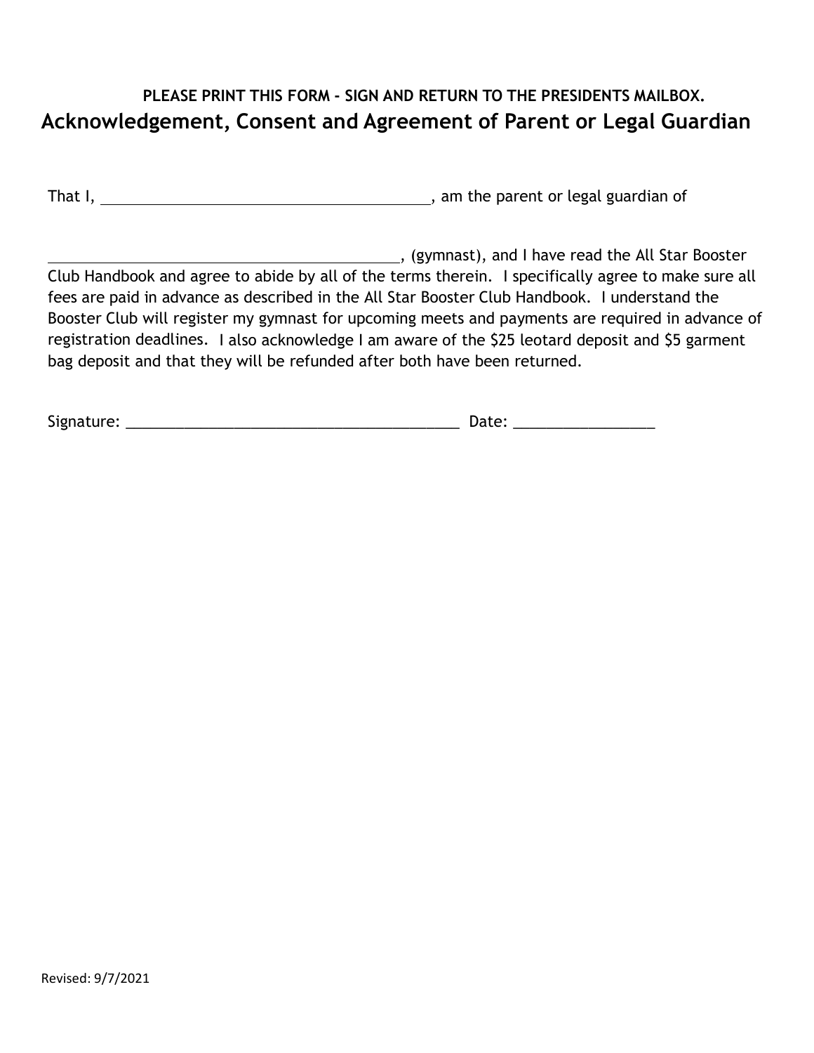**PLEASE PRINT THIS FORM - SIGN AND RETURN TO THE PRESIDENTS MAILBOX.**

# Acknowledgement, Consent and Agreement of Parent or Legal Guardian

That I, ________________________________________, am the parent or legal guardian of

_____________________________________________, (gymnast), and I have read the All Star Booster Club Handbook and agree to abide by all of the terms therein. I specifically agree to make sure all fees are paid in advance as described in the All Star Booster Club Handbook. I understand the Booster Club will register my gymnast for upcoming meets and payments are required in advance of registration deadlines. I also acknowledge I am aware of the $25 leotard deposit and $5 garment bag deposit and that they will be refunded after both have been returned.

Signature: ________________________________________ Date: _________________

Revised: 9/7/2021